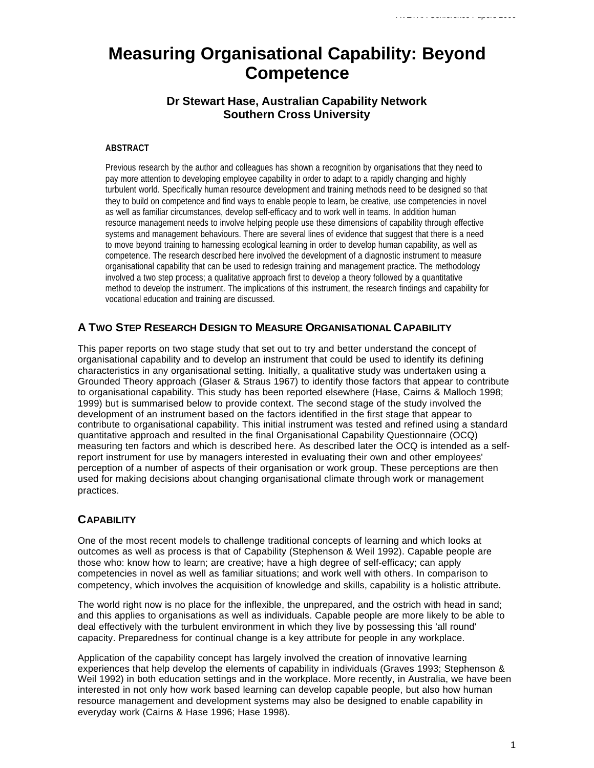# Measuring Organisational Capability: Beyond Competence

### Dr Stewart Hase, Australian Capability Network
### Southern Cross University

#### ABSTRACT

Previous research by the author and colleagues has shown a recognition by organisations that they need to pay more attention to developing employee capability in order to adapt to a rapidly changing and highly turbulent world. Specifically human resource development and training methods need to be designed so that they to build on competence and find ways to enable people to learn, be creative, use competencies in novel as well as familiar circumstances, develop self-efficacy and to work well in teams. In addition human resource management needs to involve helping people use these dimensions of capability through effective systems and management behaviours. There are several lines of evidence that suggest that there is a need to move beyond training to harnessing ecological learning in order to develop human capability, as well as competence. The research described here involved the development of a diagnostic instrument to measure organisational capability that can be used to redesign training and management practice. The methodology involved a two step process; a qualitative approach first to develop a theory followed by a quantitative method to develop the instrument. The implications of this instrument, the research findings and capability for vocational education and training are discussed.

## A Two Step Research Design to Measure Organisational Capability

This paper reports on two stage study that set out to try and better understand the concept of organisational capability and to develop an instrument that could be used to identify its defining characteristics in any organisational setting. Initially, a qualitative study was undertaken using a Grounded Theory approach (Glaser & Straus 1967) to identify those factors that appear to contribute to organisational capability. This study has been reported elsewhere (Hase, Cairns & Malloch 1998; 1999) but is summarised below to provide context. The second stage of the study involved the development of an instrument based on the factors identified in the first stage that appear to contribute to organisational capability. This initial instrument was tested and refined using a standard quantitative approach and resulted in the final Organisational Capability Questionnaire (OCQ) measuring ten factors and which is described here. As described later the OCQ is intended as a self-report instrument for use by managers interested in evaluating their own and other employees' perception of a number of aspects of their organisation or work group. These perceptions are then used for making decisions about changing organisational climate through work or management practices.

## Capability

One of the most recent models to challenge traditional concepts of learning and which looks at outcomes as well as process is that of Capability (Stephenson & Weil 1992). Capable people are those who: know how to learn; are creative; have a high degree of self-efficacy; can apply competencies in novel as well as familiar situations; and work well with others. In comparison to competency, which involves the acquisition of knowledge and skills, capability is a holistic attribute.

The world right now is no place for the inflexible, the unprepared, and the ostrich with head in sand; and this applies to organisations as well as individuals. Capable people are more likely to be able to deal effectively with the turbulent environment in which they live by possessing this 'all round' capacity. Preparedness for continual change is a key attribute for people in any workplace.

Application of the capability concept has largely involved the creation of innovative learning experiences that help develop the elements of capability in individuals (Graves 1993; Stephenson & Weil 1992) in both education settings and in the workplace. More recently, in Australia, we have been interested in not only how work based learning can develop capable people, but also how human resource management and development systems may also be designed to enable capability in everyday work (Cairns & Hase 1996; Hase 1998).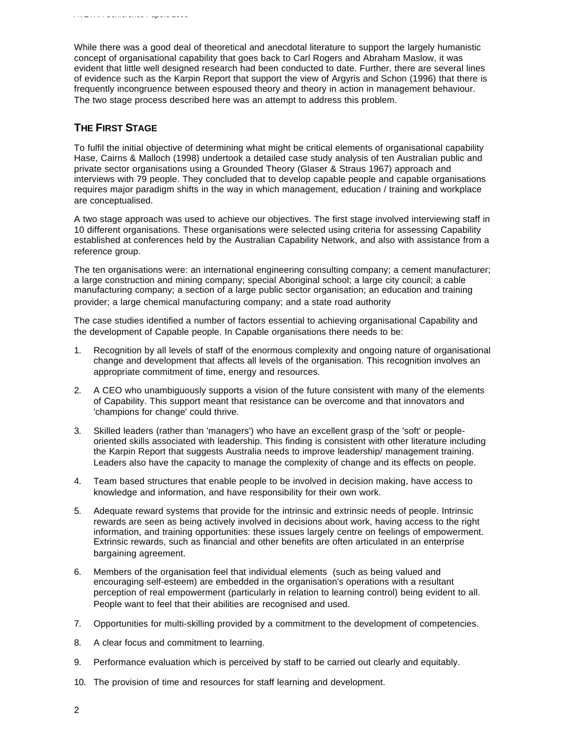While there was a good deal of theoretical and anecdotal literature to support the largely humanistic concept of organisational capability that goes back to Carl Rogers and Abraham Maslow, it was evident that little well designed research had been conducted to date. Further, there are several lines of evidence such as the Karpin Report that support the view of Argyris and Schon (1996) that there is frequently incongruence between espoused theory and theory in action in management behaviour. The two stage process described here was an attempt to address this problem.

## THE FIRST STAGE

To fulfil the initial objective of determining what might be critical elements of organisational capability Hase, Cairns & Malloch (1998) undertook a detailed case study analysis of ten Australian public and private sector organisations using a Grounded Theory (Glaser & Straus 1967) approach and interviews with 79 people. They concluded that to develop capable people and capable organisations requires major paradigm shifts in the way in which management, education / training and workplace are conceptualised.

A two stage approach was used to achieve our objectives. The first stage involved interviewing staff in 10 different organisations. These organisations were selected using criteria for assessing Capability established at conferences held by the Australian Capability Network, and also with assistance from a reference group.

The ten organisations were: an international engineering consulting company; a cement manufacturer; a large construction and mining company; special Aboriginal school; a large city council; a cable manufacturing company; a section of a large public sector organisation; an education and training provider; a large chemical manufacturing company; and a state road authority

The case studies identified a number of factors essential to achieving organisational Capability and the development of Capable people. In Capable organisations there needs to be:

1. Recognition by all levels of staff of the enormous complexity and ongoing nature of organisational change and development that affects all levels of the organisation. This recognition involves an appropriate commitment of time, energy and resources.
2. A CEO who unambiguously supports a vision of the future consistent with many of the elements of Capability. This support meant that resistance can be overcome and that innovators and 'champions for change' could thrive.
3. Skilled leaders (rather than 'managers') who have an excellent grasp of the 'soft' or people-oriented skills associated with leadership. This finding is consistent with other literature including the Karpin Report that suggests Australia needs to improve leadership/ management training. Leaders also have the capacity to manage the complexity of change and its effects on people.
4. Team based structures that enable people to be involved in decision making, have access to knowledge and information, and have responsibility for their own work.
5. Adequate reward systems that provide for the intrinsic and extrinsic needs of people. Intrinsic rewards are seen as being actively involved in decisions about work, having access to the right information, and training opportunities: these issues largely centre on feelings of empowerment. Extrinsic rewards, such as financial and other benefits are often articulated in an enterprise bargaining agreement.
6. Members of the organisation feel that individual elements (such as being valued and encouraging self-esteem) are embedded in the organisation's operations with a resultant perception of real empowerment (particularly in relation to learning control) being evident to all. People want to feel that their abilities are recognised and used.
7. Opportunities for multi-skilling provided by a commitment to the development of competencies.
8. A clear focus and commitment to learning.
9. Performance evaluation which is perceived by staff to be carried out clearly and equitably.
10. The provision of time and resources for staff learning and development.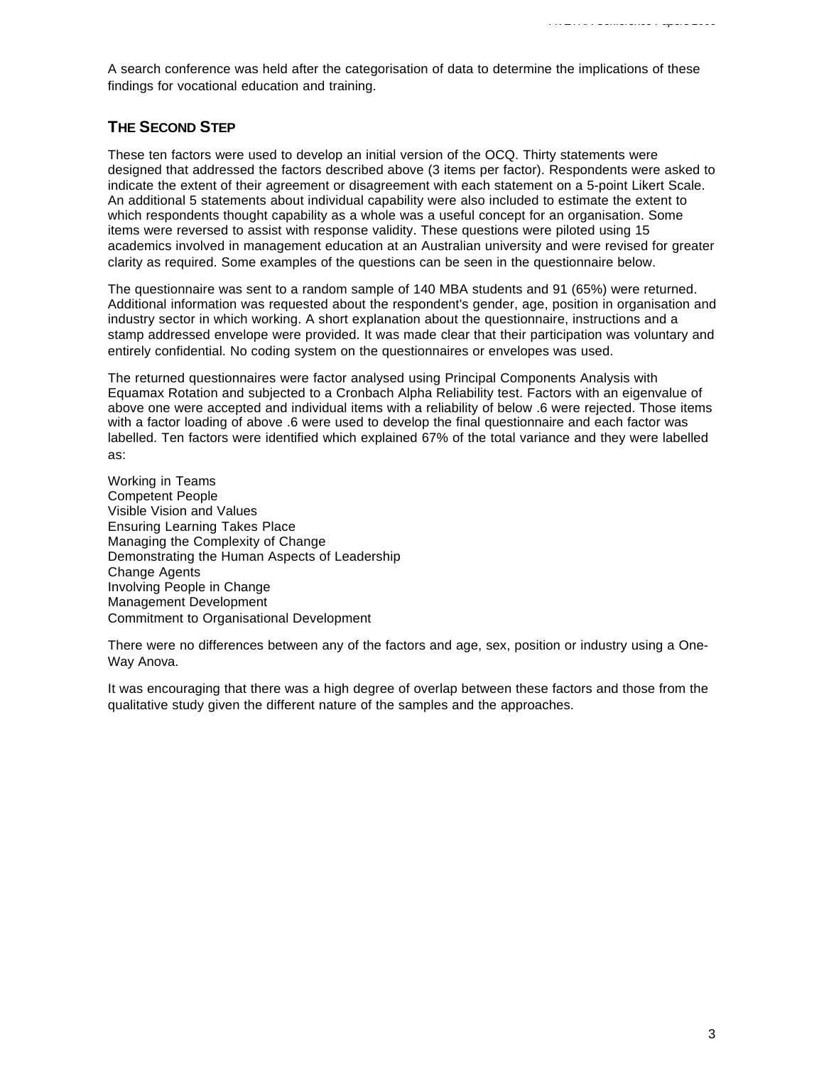A search conference was held after the categorisation of data to determine the implications of these findings for vocational education and training.

## THE SECOND STEP

These ten factors were used to develop an initial version of the OCQ. Thirty statements were designed that addressed the factors described above (3 items per factor). Respondents were asked to indicate the extent of their agreement or disagreement with each statement on a 5-point Likert Scale. An additional 5 statements about individual capability were also included to estimate the extent to which respondents thought capability as a whole was a useful concept for an organisation. Some items were reversed to assist with response validity. These questions were piloted using 15 academics involved in management education at an Australian university and were revised for greater clarity as required. Some examples of the questions can be seen in the questionnaire below.

The questionnaire was sent to a random sample of 140 MBA students and 91 (65%) were returned. Additional information was requested about the respondent's gender, age, position in organisation and industry sector in which working. A short explanation about the questionnaire, instructions and a stamp addressed envelope were provided. It was made clear that their participation was voluntary and entirely confidential. No coding system on the questionnaires or envelopes was used.

The returned questionnaires were factor analysed using Principal Components Analysis with Equamax Rotation and subjected to a Cronbach Alpha Reliability test. Factors with an eigenvalue of above one were accepted and individual items with a reliability of below .6 were rejected. Those items with a factor loading of above .6 were used to develop the final questionnaire and each factor was labelled. Ten factors were identified which explained 67% of the total variance and they were labelled as:

Working in Teams
Competent People
Visible Vision and Values
Ensuring Learning Takes Place
Managing the Complexity of Change
Demonstrating the Human Aspects of Leadership
Change Agents
Involving People in Change
Management Development
Commitment to Organisational Development

There were no differences between any of the factors and age, sex, position or industry using a One-Way Anova.

It was encouraging that there was a high degree of overlap between these factors and those from the qualitative study given the different nature of the samples and the approaches.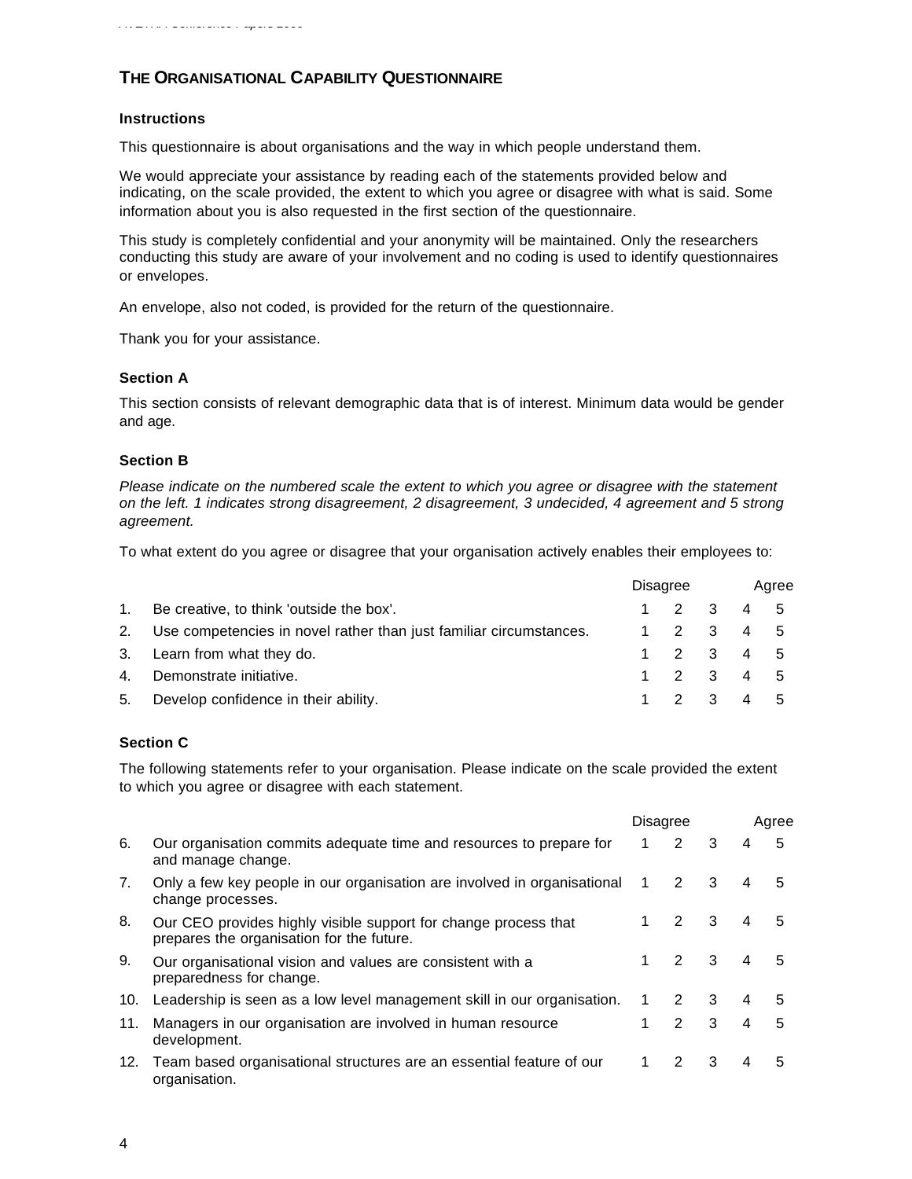## THE ORGANISATIONAL CAPABILITY QUESTIONNAIRE

### Instructions

This questionnaire is about organisations and the way in which people understand them.

We would appreciate your assistance by reading each of the statements provided below and indicating, on the scale provided, the extent to which you agree or disagree with what is said. Some information about you is also requested in the first section of the questionnaire.

This study is completely confidential and your anonymity will be maintained. Only the researchers conducting this study are aware of your involvement and no coding is used to identify questionnaires or envelopes.

An envelope, also not coded, is provided for the return of the questionnaire.

Thank you for your assistance.

### Section A

This section consists of relevant demographic data that is of interest. Minimum data would be gender and age.

### Section B

*Please indicate on the numbered scale the extent to which you agree or disagree with the statement on the left. 1 indicates strong disagreement, 2 disagreement, 3 undecided, 4 agreement and 5 strong agreement.*

To what extent do you agree or disagree that your organisation actively enables their employees to:

| | | Disagree | | | | Agree |
|---|---|---|---|---|---|---|
| 1. | Be creative, to think 'outside the box'. | 1 | 2 | 3 | 4 | 5 |
| 2. | Use competencies in novel rather than just familiar circumstances. | 1 | 2 | 3 | 4 | 5 |
| 3. | Learn from what they do. | 1 | 2 | 3 | 4 | 5 |
| 4. | Demonstrate initiative. | 1 | 2 | 3 | 4 | 5 |
| 5. | Develop confidence in their ability. | 1 | 2 | 3 | 4 | 5 |

### Section C

The following statements refer to your organisation. Please indicate on the scale provided the extent to which you agree or disagree with each statement.

| | | Disagree | | | | Agree |
|---|---|---|---|---|---|---|
| 6. | Our organisation commits adequate time and resources to prepare for and manage change. | 1 | 2 | 3 | 4 | 5 |
| 7. | Only a few key people in our organisation are involved in organisational change processes. | 1 | 2 | 3 | 4 | 5 |
| 8. | Our CEO provides highly visible support for change process that prepares the organisation for the future. | 1 | 2 | 3 | 4 | 5 |
| 9. | Our organisational vision and values are consistent with a preparedness for change. | 1 | 2 | 3 | 4 | 5 |
| 10. | Leadership is seen as a low level management skill in our organisation. | 1 | 2 | 3 | 4 | 5 |
| 11. | Managers in our organisation are involved in human resource development. | 1 | 2 | 3 | 4 | 5 |
| 12. | Team based organisational structures are an essential feature of our organisation. | 1 | 2 | 3 | 4 | 5 |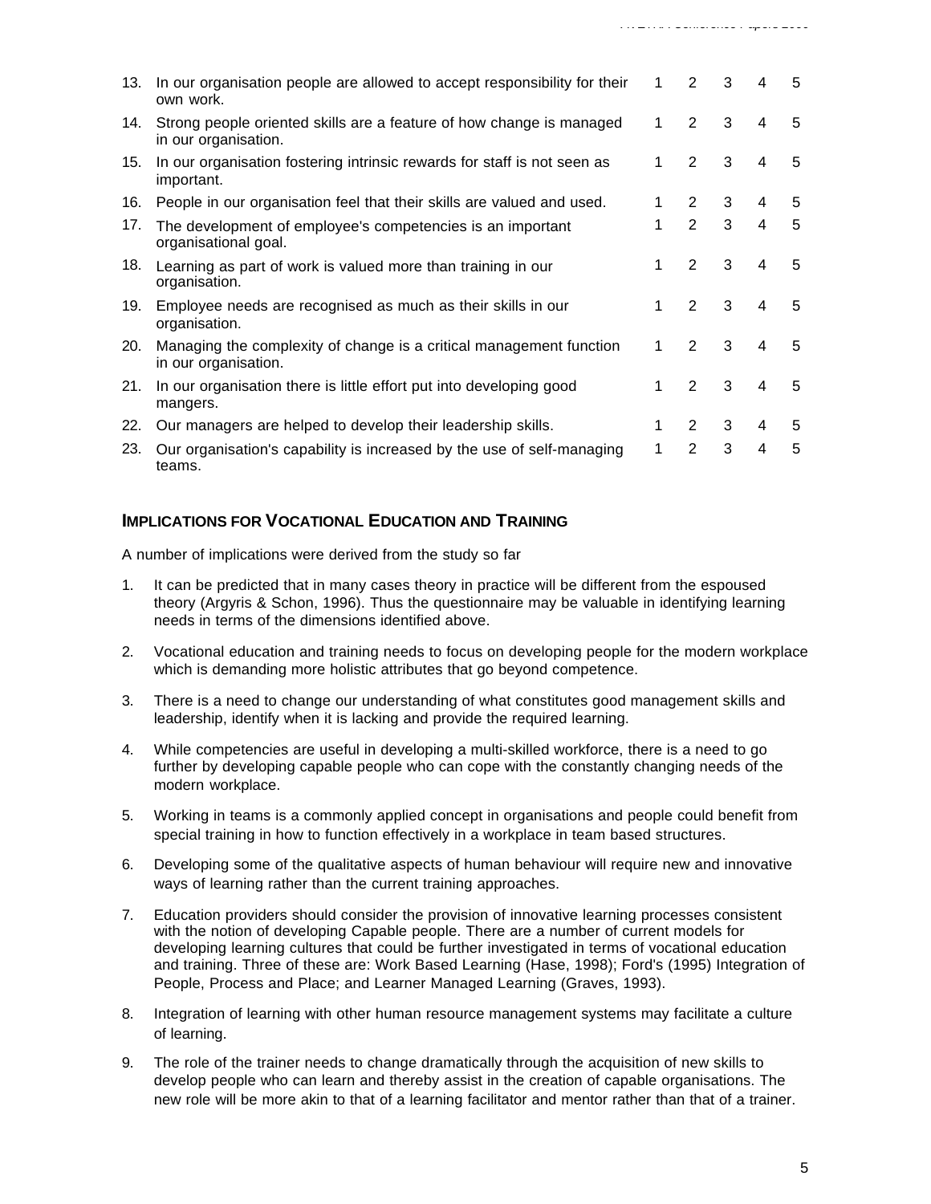| | | | | | | |
|---|---|---|---|---|---|---|
| 13. | In our organisation people are allowed to accept responsibility for their own work. | 1 | 2 | 3 | 4 | 5 |
| 14. | Strong people oriented skills are a feature of how change is managed in our organisation. | 1 | 2 | 3 | 4 | 5 |
| 15. | In our organisation fostering intrinsic rewards for staff is not seen as important. | 1 | 2 | 3 | 4 | 5 |
| 16. | People in our organisation feel that their skills are valued and used. | 1 | 2 | 3 | 4 | 5 |
| 17. | The development of employee's competencies is an important organisational goal. | 1 | 2 | 3 | 4 | 5 |
| 18. | Learning as part of work is valued more than training in our organisation. | 1 | 2 | 3 | 4 | 5 |
| 19. | Employee needs are recognised as much as their skills in our organisation. | 1 | 2 | 3 | 4 | 5 |
| 20. | Managing the complexity of change is a critical management function in our organisation. | 1 | 2 | 3 | 4 | 5 |
| 21. | In our organisation there is little effort put into developing good mangers. | 1 | 2 | 3 | 4 | 5 |
| 22. | Our managers are helped to develop their leadership skills. | 1 | 2 | 3 | 4 | 5 |
| 23. | Our organisation's capability is increased by the use of self-managing teams. | 1 | 2 | 3 | 4 | 5 |

## IMPLICATIONS FOR VOCATIONAL EDUCATION AND TRAINING

A number of implications were derived from the study so far

1. It can be predicted that in many cases theory in practice will be different from the espoused theory (Argyris & Schon, 1996). Thus the questionnaire may be valuable in identifying learning needs in terms of the dimensions identified above.

2. Vocational education and training needs to focus on developing people for the modern workplace which is demanding more holistic attributes that go beyond competence.

3. There is a need to change our understanding of what constitutes good management skills and leadership, identify when it is lacking and provide the required learning.

4. While competencies are useful in developing a multi-skilled workforce, there is a need to go further by developing capable people who can cope with the constantly changing needs of the modern workplace.

5. Working in teams is a commonly applied concept in organisations and people could benefit from special training in how to function effectively in a workplace in team based structures.

6. Developing some of the qualitative aspects of human behaviour will require new and innovative ways of learning rather than the current training approaches.

7. Education providers should consider the provision of innovative learning processes consistent with the notion of developing Capable people. There are a number of current models for developing learning cultures that could be further investigated in terms of vocational education and training. Three of these are: Work Based Learning (Hase, 1998); Ford's (1995) Integration of People, Process and Place; and Learner Managed Learning (Graves, 1993).

8. Integration of learning with other human resource management systems may facilitate a culture of learning.

9. The role of the trainer needs to change dramatically through the acquisition of new skills to develop people who can learn and thereby assist in the creation of capable organisations. The new role will be more akin to that of a learning facilitator and mentor rather than that of a trainer.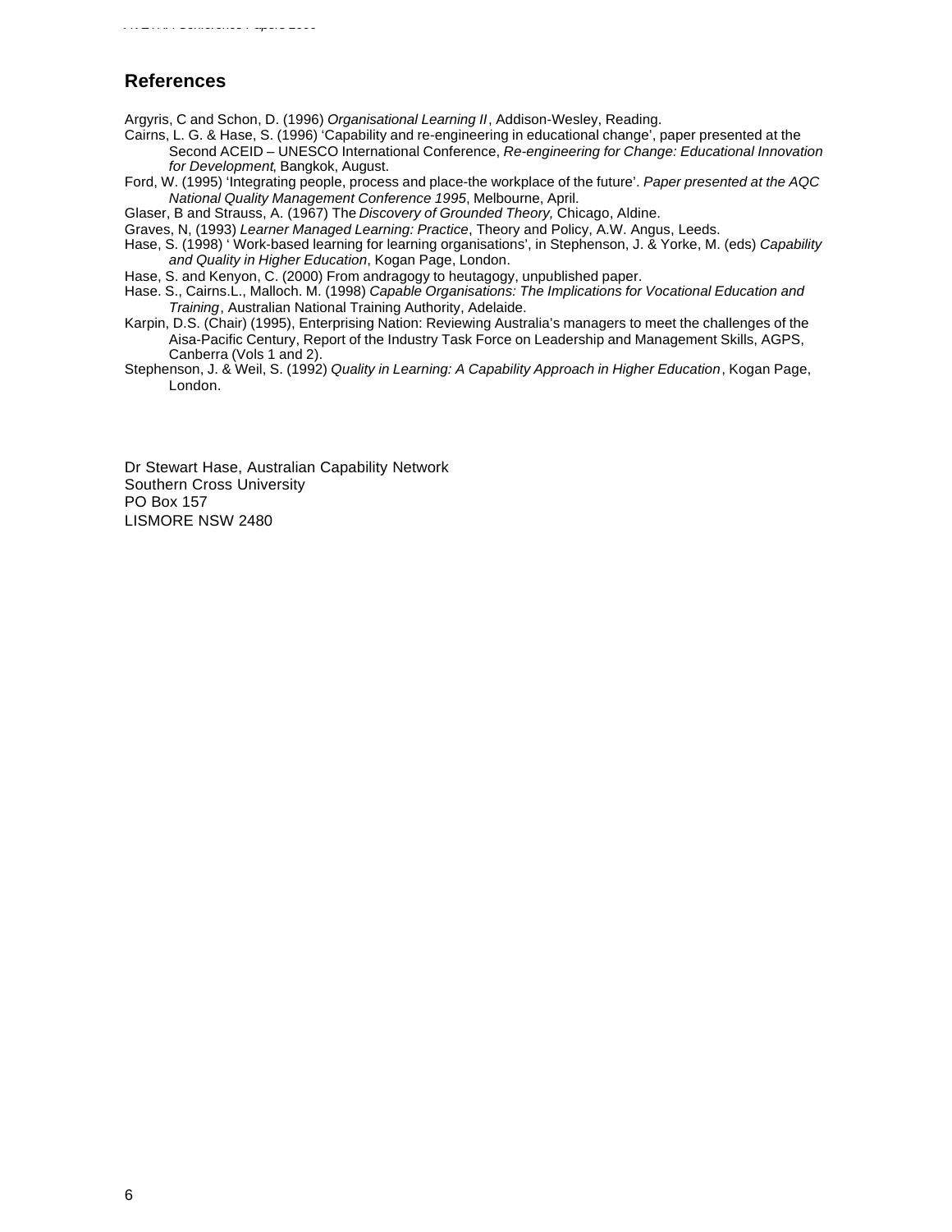## References

Argyris, C and Schon, D. (1996) *Organisational Learning II*, Addison-Wesley, Reading.

Cairns, L. G. & Hase, S. (1996) 'Capability and re-engineering in educational change', paper presented at the Second ACEID – UNESCO International Conference, *Re-engineering for Change: Educational Innovation for Development*, Bangkok, August.

Ford, W. (1995) 'Integrating people, process and place-the workplace of the future'. *Paper presented at the AQC National Quality Management Conference 1995*, Melbourne, April.

Glaser, B and Strauss, A. (1967) The *Discovery of Grounded Theory,* Chicago, Aldine.

Graves, N, (1993) *Learner Managed Learning: Practice*, Theory and Policy, A.W. Angus, Leeds.

Hase, S. (1998) ' Work-based learning for learning organisations', in Stephenson, J. & Yorke, M. (eds) *Capability and Quality in Higher Education*, Kogan Page, London.

Hase, S. and Kenyon, C. (2000) From andragogy to heutagogy, unpublished paper.

Hase. S., Cairns.L., Malloch. M. (1998) *Capable Organisations: The Implications for Vocational Education and Training*, Australian National Training Authority, Adelaide.

Karpin, D.S. (Chair) (1995), Enterprising Nation: Reviewing Australia's managers to meet the challenges of the Aisa-Pacific Century, Report of the Industry Task Force on Leadership and Management Skills, AGPS, Canberra (Vols 1 and 2).

Stephenson, J. & Weil, S. (1992) *Quality in Learning: A Capability Approach in Higher Education*, Kogan Page, London.

Dr Stewart Hase, Australian Capability Network
Southern Cross University
PO Box 157
LISMORE NSW 2480